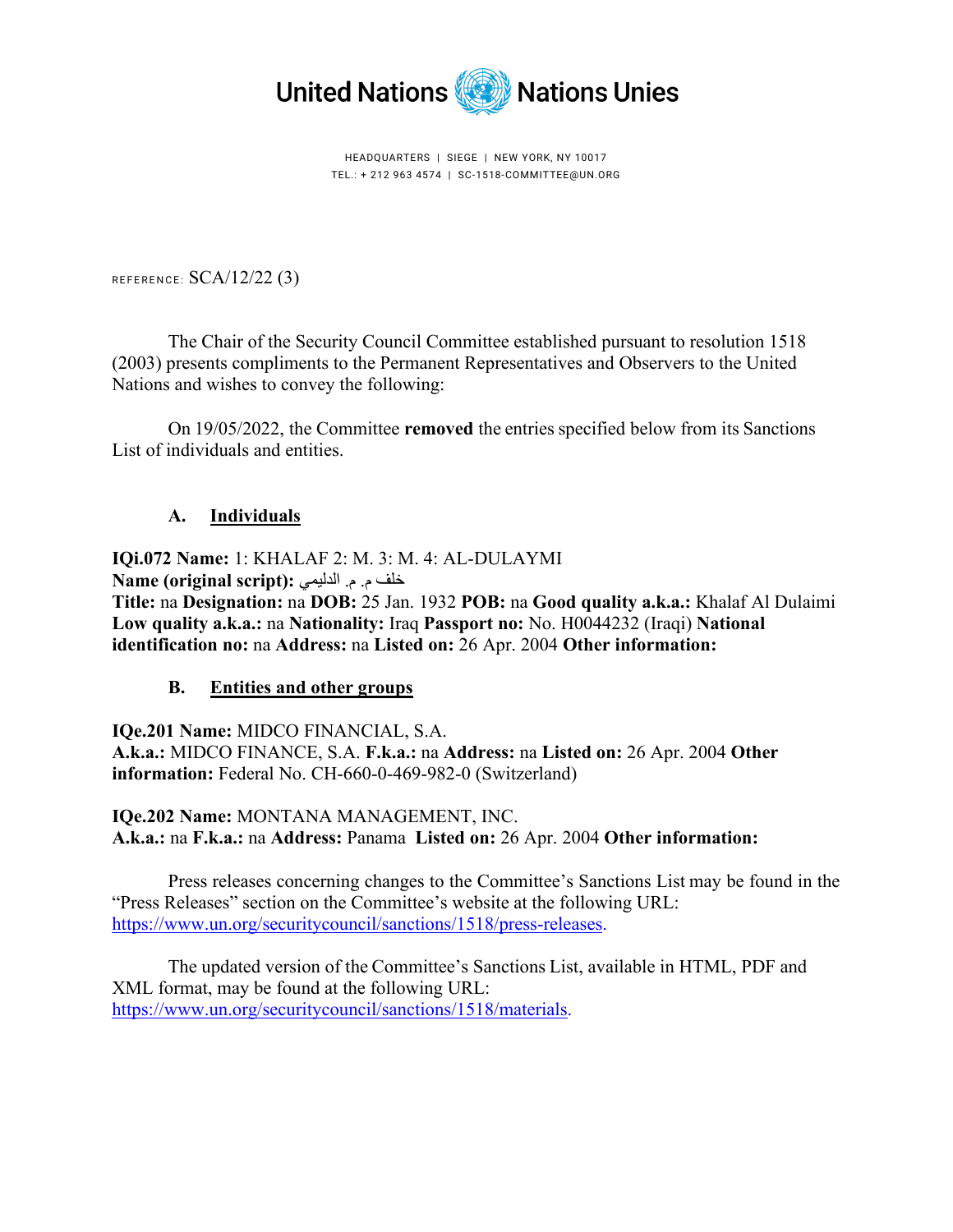United Nations Nations Unies

HEADQUARTERS | SIEGE | NEW YORK, NY 10017
TEL.: + 212 963 4574 | SC-1518-COMMITTEE@UN.ORG

REFERENCE: SCA/12/22 (3)

The Chair of the Security Council Committee established pursuant to resolution 1518 (2003) presents compliments to the Permanent Representatives and Observers to the United Nations and wishes to convey the following:

On 19/05/2022, the Committee **removed** the entries specified below from its Sanctions List of individuals and entities.

## A. Individuals

**IQi.072 Name:** 1: KHALAF 2: M. 3: M. 4: AL-DULAYMI
**Name (original script):** خلف م. م. الدليمي
**Title:** na **Designation:** na **DOB:** 25 Jan. 1932 **POB:** na **Good quality a.k.a.:** Khalaf Al Dulaimi **Low quality a.k.a.:** na **Nationality:** Iraq **Passport no:** No. H0044232 (Iraqi) **National identification no:** na **Address:** na **Listed on:** 26 Apr. 2004 **Other information:**

## B. Entities and other groups

**IQe.201 Name:** MIDCO FINANCIAL, S.A.
**A.k.a.:** MIDCO FINANCE, S.A. **F.k.a.:** na **Address:** na **Listed on:** 26 Apr. 2004 **Other information:** Federal No. CH-660-0-469-982-0 (Switzerland)

**IQe.202 Name:** MONTANA MANAGEMENT, INC.
**A.k.a.:** na **F.k.a.:** na **Address:** Panama **Listed on:** 26 Apr. 2004 **Other information:**

Press releases concerning changes to the Committee's Sanctions List may be found in the "Press Releases" section on the Committee's website at the following URL: https://www.un.org/securitycouncil/sanctions/1518/press-releases.

The updated version of the Committee's Sanctions List, available in HTML, PDF and XML format, may be found at the following URL: https://www.un.org/securitycouncil/sanctions/1518/materials.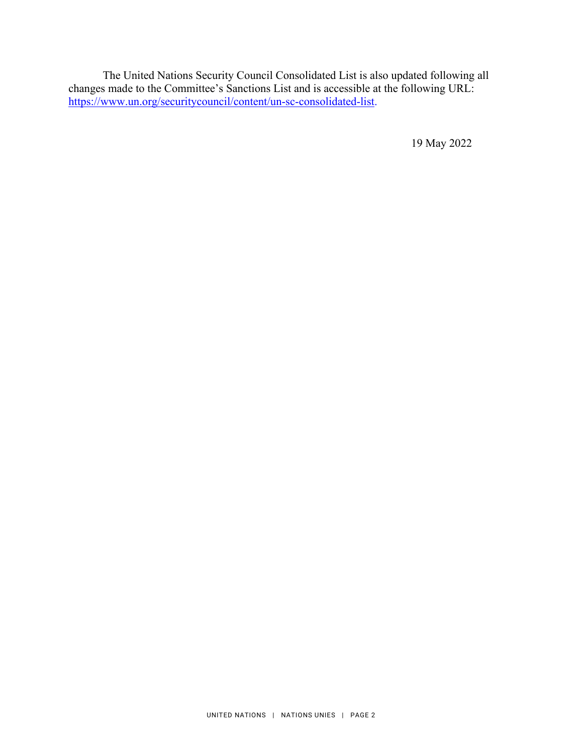The United Nations Security Council Consolidated List is also updated following all changes made to the Committee's Sanctions List and is accessible at the following URL: [https://www.un.org/securitycouncil/content/un-sc-consolidated-list](https://www.un.org/securitycouncil/content/un-sc-consolidated-list).

19 May 2022